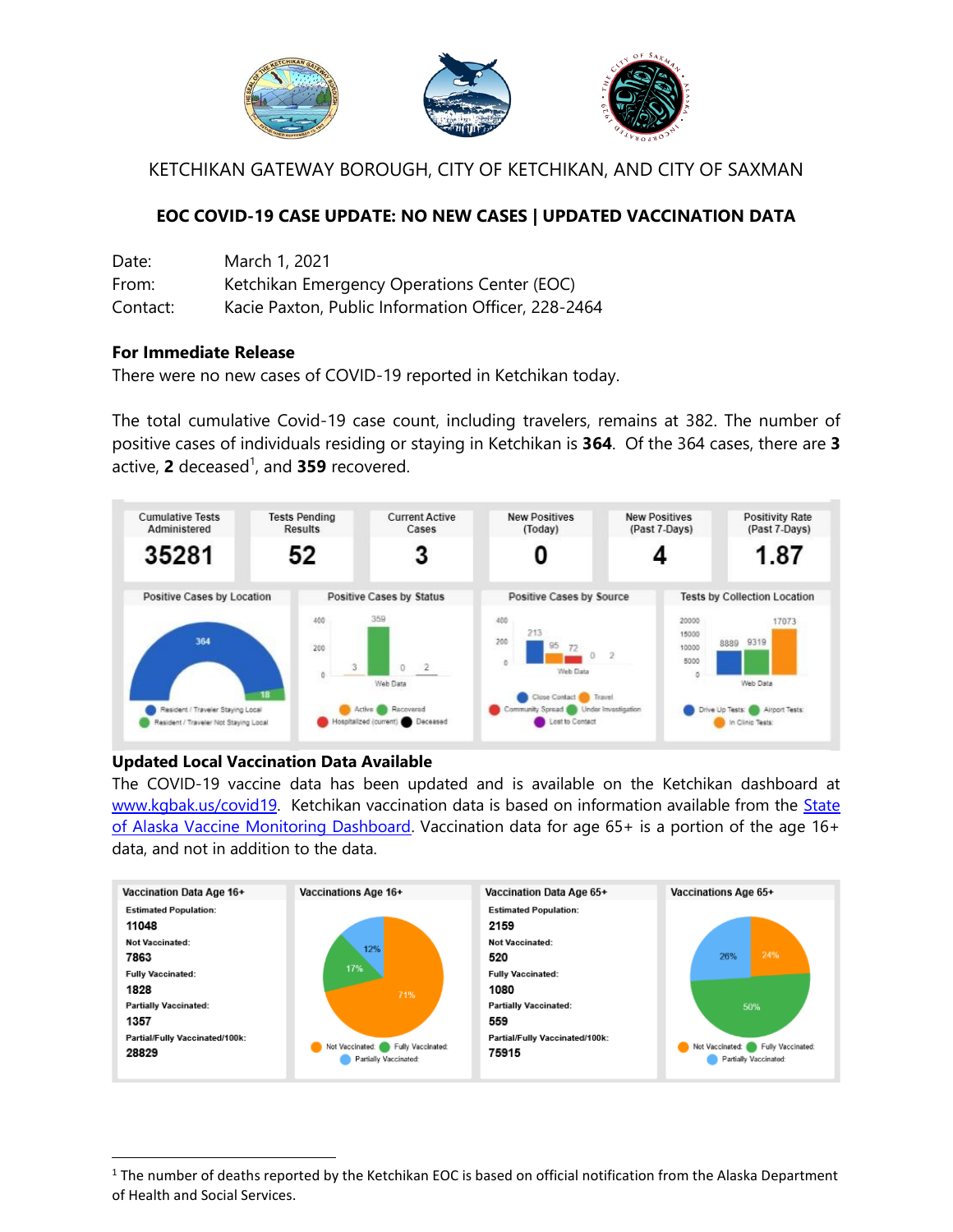KETCHIKAN GATEWAY BOROUGH, CITY OF KETCHIKAN, AND CITY OF SAXMAN

## EOC COVID-19 CASE UPDATE: NO NEW CASES | UPDATED VACCINATION DATA

Date: March 1, 2021
From: Ketchikan Emergency Operations Center (EOC)
Contact: Kacie Paxton, Public Information Officer, 228-2464

**For Immediate Release**

There were no new cases of COVID-19 reported in Ketchikan today.

The total cumulative Covid-19 case count, including travelers, remains at 382. The number of positive cases of individuals residing or staying in Ketchikan is **364**. Of the 364 cases, there are **3** active, **2** deceased[1], and **359** recovered.

| Cumulative Tests Administered | Tests Pending Results | Current Active Cases | New Positives (Today) | New Positives (Past 7-Days) | Positivity Rate (Past 7-Days) |
| --- | --- | --- | --- | --- | --- |
| 35281 | 52 | 3 | 0 | 4 | 1.87 |

**Positive Cases by Location:** Resident / Traveler Staying Local: 364; Resident / Traveler Not Staying Local: 18

**Positive Cases by Status:** Active: 3; Recovered: 359; Hospitalized (current): 0; Deceased: 2

**Positive Cases by Source:** Close Contact: 213; Travel: 95; Community Spread: 72; Under Investigation: 0; Lost to Contact: 2

**Tests by Collection Location:** Drive Up Tests: 8889; Airport Tests: 9319; In Clinic Tests: 17073

**Updated Local Vaccination Data Available**

The COVID-19 vaccine data has been updated and is available on the Ketchikan dashboard at [www.kgbak.us/covid19](www.kgbak.us/covid19). Ketchikan vaccination data is based on information available from the State of Alaska Vaccine Monitoring Dashboard. Vaccination data for age 65+ is a portion of the age 16+ data, and not in addition to the data.

| | Vaccination Data Age 16+ | Vaccination Data Age 65+ |
| --- | --- | --- |
| Estimated Population | 11048 | 2159 |
| Not Vaccinated | 7863 | 520 |
| Fully Vaccinated | 1828 | 1080 |
| Partially Vaccinated | 1357 | 559 |
| Partial/Fully Vaccinated/100k | 28829 | 75915 |

**Vaccinations Age 16+:** Not Vaccinated: 71%; Fully Vaccinated: 17%; Partially Vaccinated: 12%

**Vaccinations Age 65+:** Not Vaccinated: 24%; Fully Vaccinated: 50%; Partially Vaccinated: 26%

[1] The number of deaths reported by the Ketchikan EOC is based on official notification from the Alaska Department of Health and Social Services.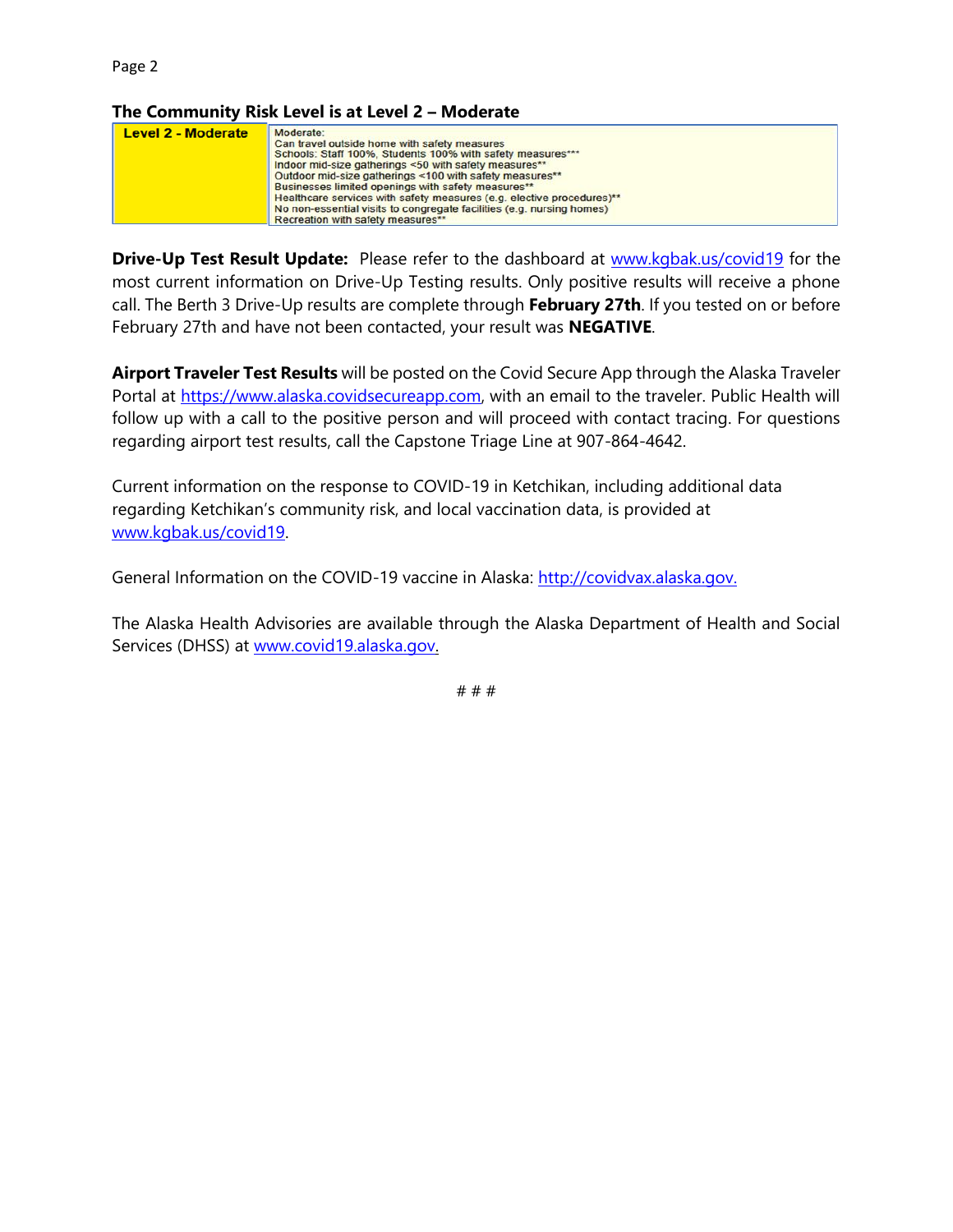## The Community Risk Level is at Level 2 – Moderate

| | |
|---|---|
| **Level 2 - Moderate** | Moderate:<br>Can travel outside home with safety measures<br>Schools: Staff 100%, Students 100% with safety measures***<br>Indoor mid-size gatherings <50 with safety measures**<br>Outdoor mid-size gatherings <100 with safety measures**<br>Businesses limited openings with safety measures**<br>Healthcare services with safety measures (e.g. elective procedures)**<br>No non-essential visits to congregate facilities (e.g. nursing homes)<br>Recreation with safety measures** |

**Drive-Up Test Result Update:** Please refer to the dashboard at www.kgbak.us/covid19 for the most current information on Drive-Up Testing results. Only positive results will receive a phone call. The Berth 3 Drive-Up results are complete through **February 27th**. If you tested on or before February 27th and have not been contacted, your result was **NEGATIVE**.

**Airport Traveler Test Results** will be posted on the Covid Secure App through the Alaska Traveler Portal at https://www.alaska.covidsecureapp.com, with an email to the traveler. Public Health will follow up with a call to the positive person and will proceed with contact tracing. For questions regarding airport test results, call the Capstone Triage Line at 907-864-4642.

Current information on the response to COVID-19 in Ketchikan, including additional data regarding Ketchikan's community risk, and local vaccination data, is provided at www.kgbak.us/covid19.

General Information on the COVID-19 vaccine in Alaska: http://covidvax.alaska.gov.

The Alaska Health Advisories are available through the Alaska Department of Health and Social Services (DHSS) at www.covid19.alaska.gov.

# # #